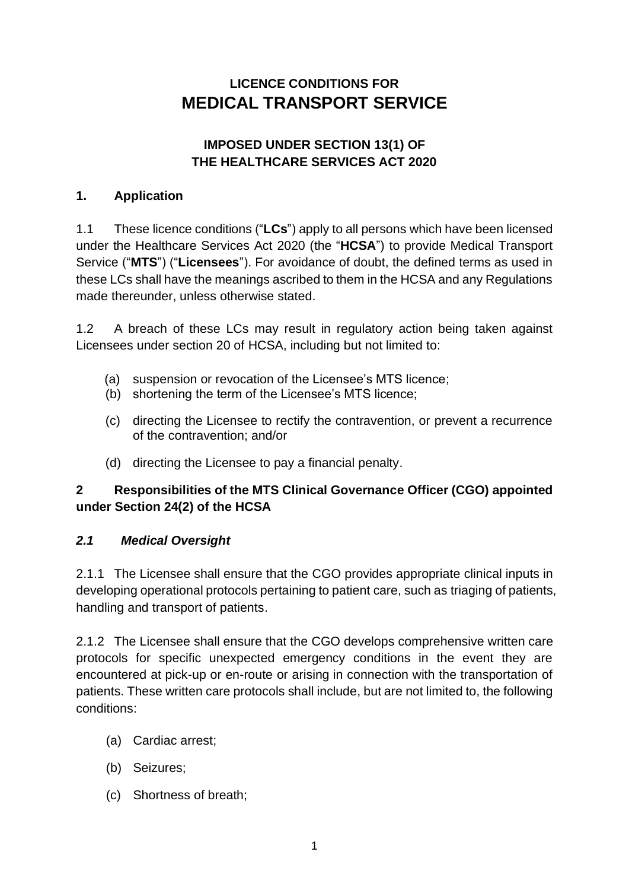# LICENCE CONDITIONS FOR
# MEDICAL TRANSPORT SERVICE

## IMPOSED UNDER SECTION 13(1) OF THE HEALTHCARE SERVICES ACT 2020

## 1. Application

1.1 These licence conditions ("**LCs**") apply to all persons which have been licensed under the Healthcare Services Act 2020 (the "**HCSA**") to provide Medical Transport Service ("**MTS**") ("**Licensees**"). For avoidance of doubt, the defined terms as used in these LCs shall have the meanings ascribed to them in the HCSA and any Regulations made thereunder, unless otherwise stated.

1.2 A breach of these LCs may result in regulatory action being taken against Licensees under section 20 of HCSA, including but not limited to:

(a) suspension or revocation of the Licensee's MTS licence;

(b) shortening the term of the Licensee's MTS licence;

(c) directing the Licensee to rectify the contravention, or prevent a recurrence of the contravention; and/or

(d) directing the Licensee to pay a financial penalty.

## 2 Responsibilities of the MTS Clinical Governance Officer (CGO) appointed under Section 24(2) of the HCSA

### *2.1 Medical Oversight*

2.1.1 The Licensee shall ensure that the CGO provides appropriate clinical inputs in developing operational protocols pertaining to patient care, such as triaging of patients, handling and transport of patients.

2.1.2 The Licensee shall ensure that the CGO develops comprehensive written care protocols for specific unexpected emergency conditions in the event they are encountered at pick-up or en-route or arising in connection with the transportation of patients. These written care protocols shall include, but are not limited to, the following conditions:

(a) Cardiac arrest;

(b) Seizures;

(c) Shortness of breath;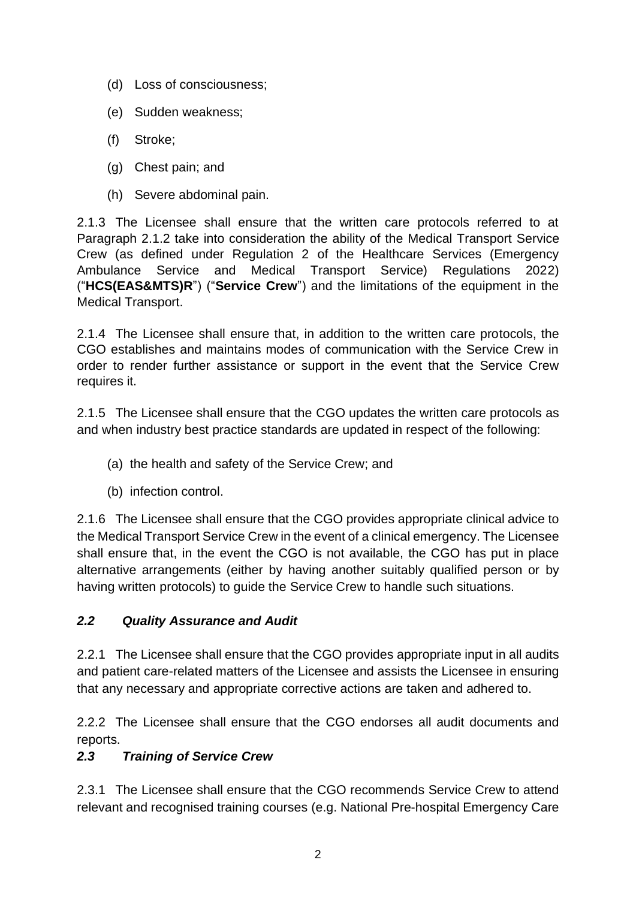(d) Loss of consciousness;

(e) Sudden weakness;

(f) Stroke;

(g) Chest pain; and

(h) Severe abdominal pain.

2.1.3 The Licensee shall ensure that the written care protocols referred to at Paragraph 2.1.2 take into consideration the ability of the Medical Transport Service Crew (as defined under Regulation 2 of the Healthcare Services (Emergency Ambulance Service and Medical Transport Service) Regulations 2022) ("**HCS(EAS&MTS)R**") ("**Service Crew**") and the limitations of the equipment in the Medical Transport.

2.1.4 The Licensee shall ensure that, in addition to the written care protocols, the CGO establishes and maintains modes of communication with the Service Crew in order to render further assistance or support in the event that the Service Crew requires it.

2.1.5 The Licensee shall ensure that the CGO updates the written care protocols as and when industry best practice standards are updated in respect of the following:

(a) the health and safety of the Service Crew; and

(b) infection control.

2.1.6 The Licensee shall ensure that the CGO provides appropriate clinical advice to the Medical Transport Service Crew in the event of a clinical emergency. The Licensee shall ensure that, in the event the CGO is not available, the CGO has put in place alternative arrangements (either by having another suitably qualified person or by having written protocols) to guide the Service Crew to handle such situations.

### *2.2 Quality Assurance and Audit*

2.2.1 The Licensee shall ensure that the CGO provides appropriate input in all audits and patient care-related matters of the Licensee and assists the Licensee in ensuring that any necessary and appropriate corrective actions are taken and adhered to.

2.2.2 The Licensee shall ensure that the CGO endorses all audit documents and reports.

### *2.3 Training of Service Crew*

2.3.1 The Licensee shall ensure that the CGO recommends Service Crew to attend relevant and recognised training courses (e.g. National Pre-hospital Emergency Care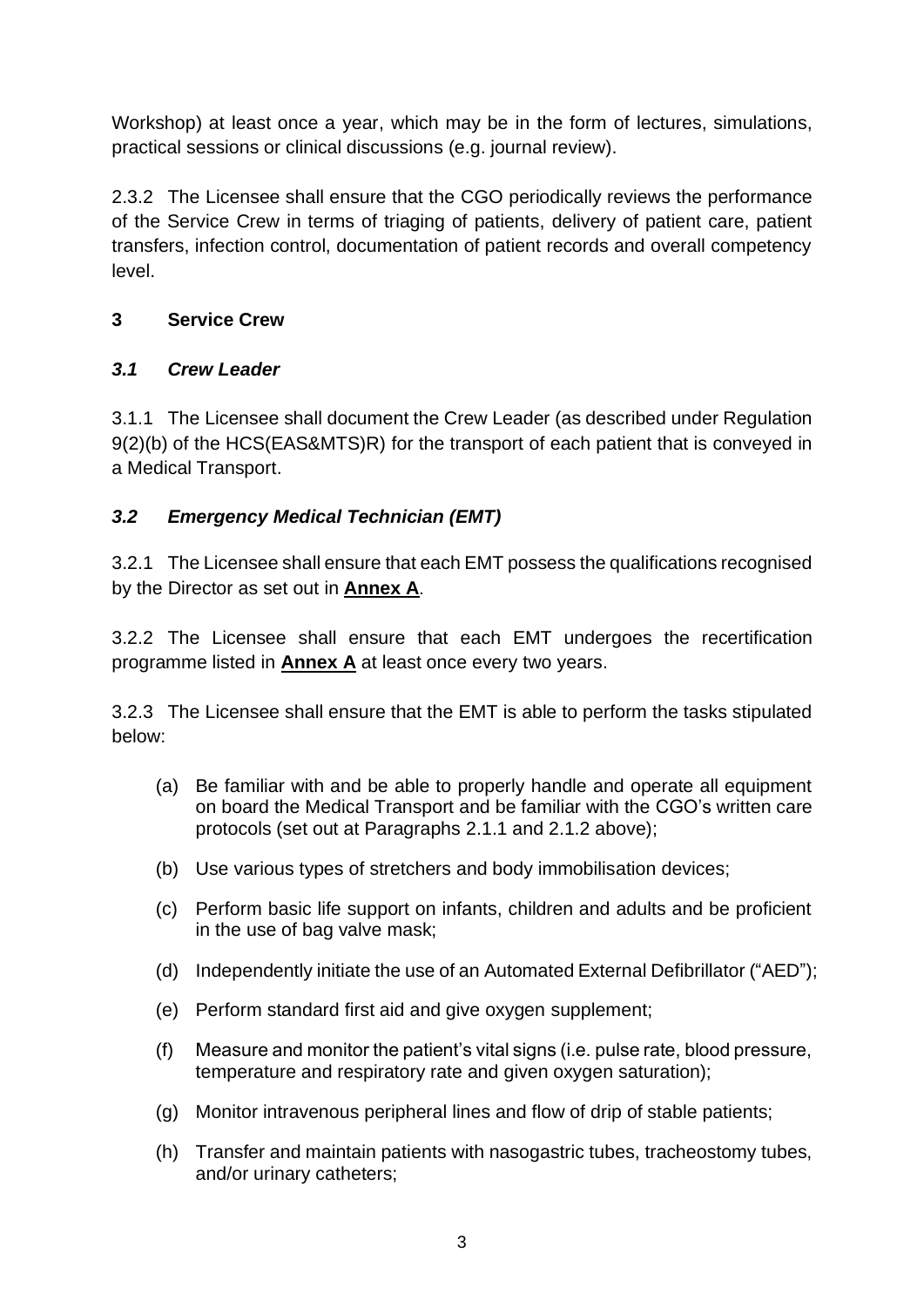Workshop) at least once a year, which may be in the form of lectures, simulations, practical sessions or clinical discussions (e.g. journal review).

2.3.2 The Licensee shall ensure that the CGO periodically reviews the performance of the Service Crew in terms of triaging of patients, delivery of patient care, patient transfers, infection control, documentation of patient records and overall competency level.

## 3 Service Crew

### *3.1 Crew Leader*

3.1.1 The Licensee shall document the Crew Leader (as described under Regulation 9(2)(b) of the HCS(EAS&MTS)R) for the transport of each patient that is conveyed in a Medical Transport.

### *3.2 Emergency Medical Technician (EMT)*

3.2.1 The Licensee shall ensure that each EMT possess the qualifications recognised by the Director as set out in **Annex A**.

3.2.2 The Licensee shall ensure that each EMT undergoes the recertification programme listed in **Annex A** at least once every two years.

3.2.3 The Licensee shall ensure that the EMT is able to perform the tasks stipulated below:

(a) Be familiar with and be able to properly handle and operate all equipment on board the Medical Transport and be familiar with the CGO's written care protocols (set out at Paragraphs 2.1.1 and 2.1.2 above);

(b) Use various types of stretchers and body immobilisation devices;

(c) Perform basic life support on infants, children and adults and be proficient in the use of bag valve mask;

(d) Independently initiate the use of an Automated External Defibrillator ("AED");

(e) Perform standard first aid and give oxygen supplement;

(f) Measure and monitor the patient's vital signs (i.e. pulse rate, blood pressure, temperature and respiratory rate and given oxygen saturation);

(g) Monitor intravenous peripheral lines and flow of drip of stable patients;

(h) Transfer and maintain patients with nasogastric tubes, tracheostomy tubes, and/or urinary catheters;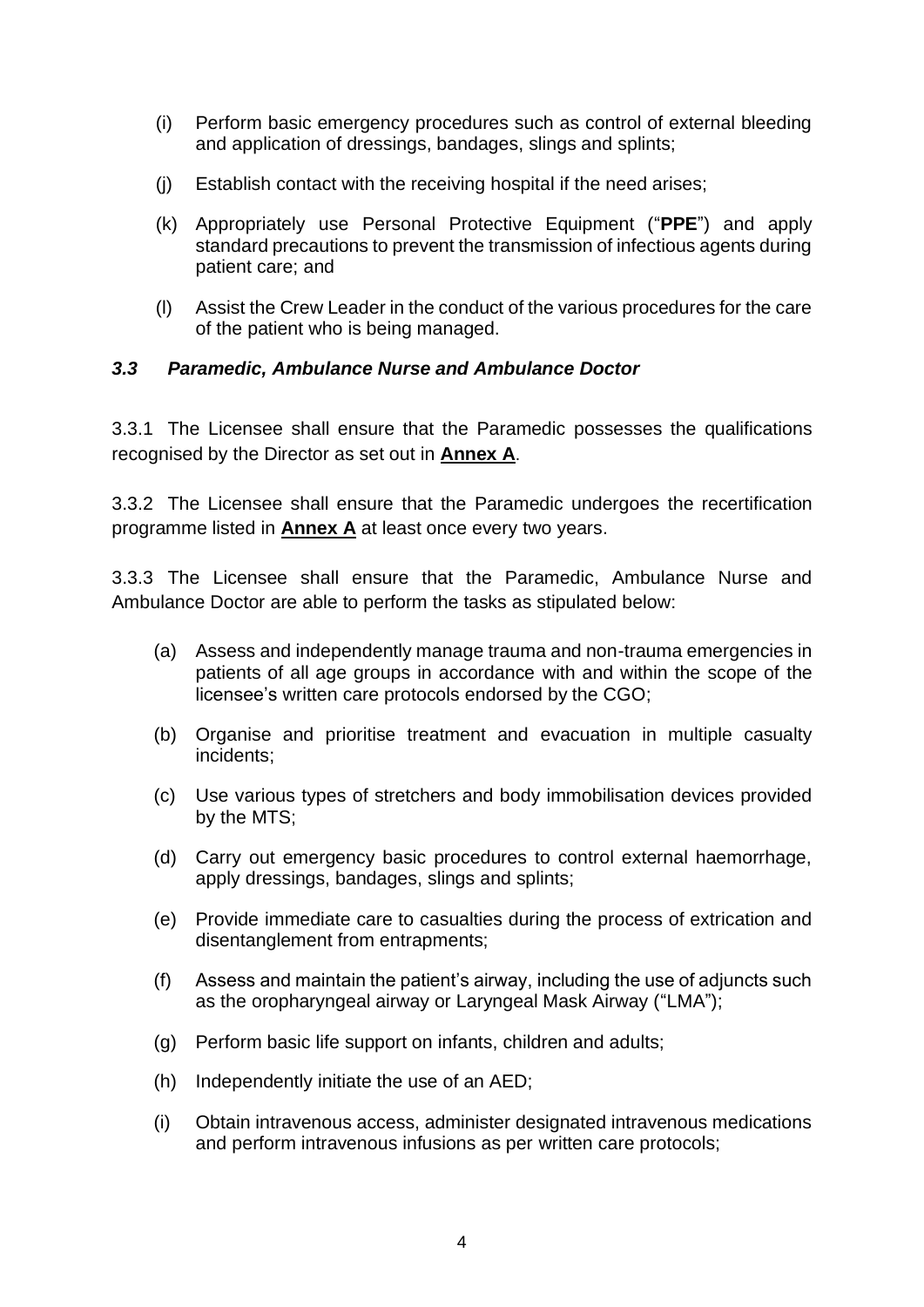(i) Perform basic emergency procedures such as control of external bleeding and application of dressings, bandages, slings and splints;

(j) Establish contact with the receiving hospital if the need arises;

(k) Appropriately use Personal Protective Equipment ("**PPE**") and apply standard precautions to prevent the transmission of infectious agents during patient care; and

(l) Assist the Crew Leader in the conduct of the various procedures for the care of the patient who is being managed.

### *3.3 Paramedic, Ambulance Nurse and Ambulance Doctor*

3.3.1 The Licensee shall ensure that the Paramedic possesses the qualifications recognised by the Director as set out in **Annex A**.

3.3.2 The Licensee shall ensure that the Paramedic undergoes the recertification programme listed in **Annex A** at least once every two years.

3.3.3 The Licensee shall ensure that the Paramedic, Ambulance Nurse and Ambulance Doctor are able to perform the tasks as stipulated below:

(a) Assess and independently manage trauma and non-trauma emergencies in patients of all age groups in accordance with and within the scope of the licensee's written care protocols endorsed by the CGO;

(b) Organise and prioritise treatment and evacuation in multiple casualty incidents;

(c) Use various types of stretchers and body immobilisation devices provided by the MTS;

(d) Carry out emergency basic procedures to control external haemorrhage, apply dressings, bandages, slings and splints;

(e) Provide immediate care to casualties during the process of extrication and disentanglement from entrapments;

(f) Assess and maintain the patient's airway, including the use of adjuncts such as the oropharyngeal airway or Laryngeal Mask Airway ("LMA");

(g) Perform basic life support on infants, children and adults;

(h) Independently initiate the use of an AED;

(i) Obtain intravenous access, administer designated intravenous medications and perform intravenous infusions as per written care protocols;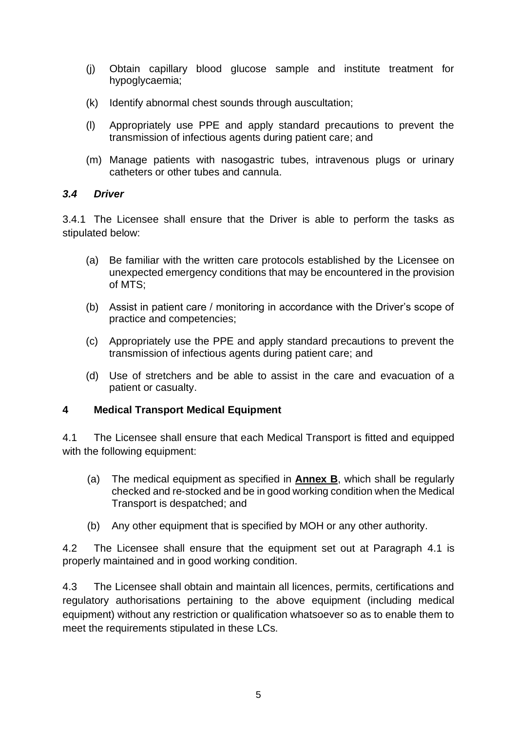(j) Obtain capillary blood glucose sample and institute treatment for hypoglycaemia;

(k) Identify abnormal chest sounds through auscultation;

(l) Appropriately use PPE and apply standard precautions to prevent the transmission of infectious agents during patient care; and

(m) Manage patients with nasogastric tubes, intravenous plugs or urinary catheters or other tubes and cannula.

### *3.4 Driver*

3.4.1 The Licensee shall ensure that the Driver is able to perform the tasks as stipulated below:

(a) Be familiar with the written care protocols established by the Licensee on unexpected emergency conditions that may be encountered in the provision of MTS;

(b) Assist in patient care / monitoring in accordance with the Driver's scope of practice and competencies;

(c) Appropriately use the PPE and apply standard precautions to prevent the transmission of infectious agents during patient care; and

(d) Use of stretchers and be able to assist in the care and evacuation of a patient or casualty.

## 4 Medical Transport Medical Equipment

4.1 The Licensee shall ensure that each Medical Transport is fitted and equipped with the following equipment:

(a) The medical equipment as specified in **Annex B**, which shall be regularly checked and re-stocked and be in good working condition when the Medical Transport is despatched; and

(b) Any other equipment that is specified by MOH or any other authority.

4.2 The Licensee shall ensure that the equipment set out at Paragraph 4.1 is properly maintained and in good working condition.

4.3 The Licensee shall obtain and maintain all licences, permits, certifications and regulatory authorisations pertaining to the above equipment (including medical equipment) without any restriction or qualification whatsoever so as to enable them to meet the requirements stipulated in these LCs.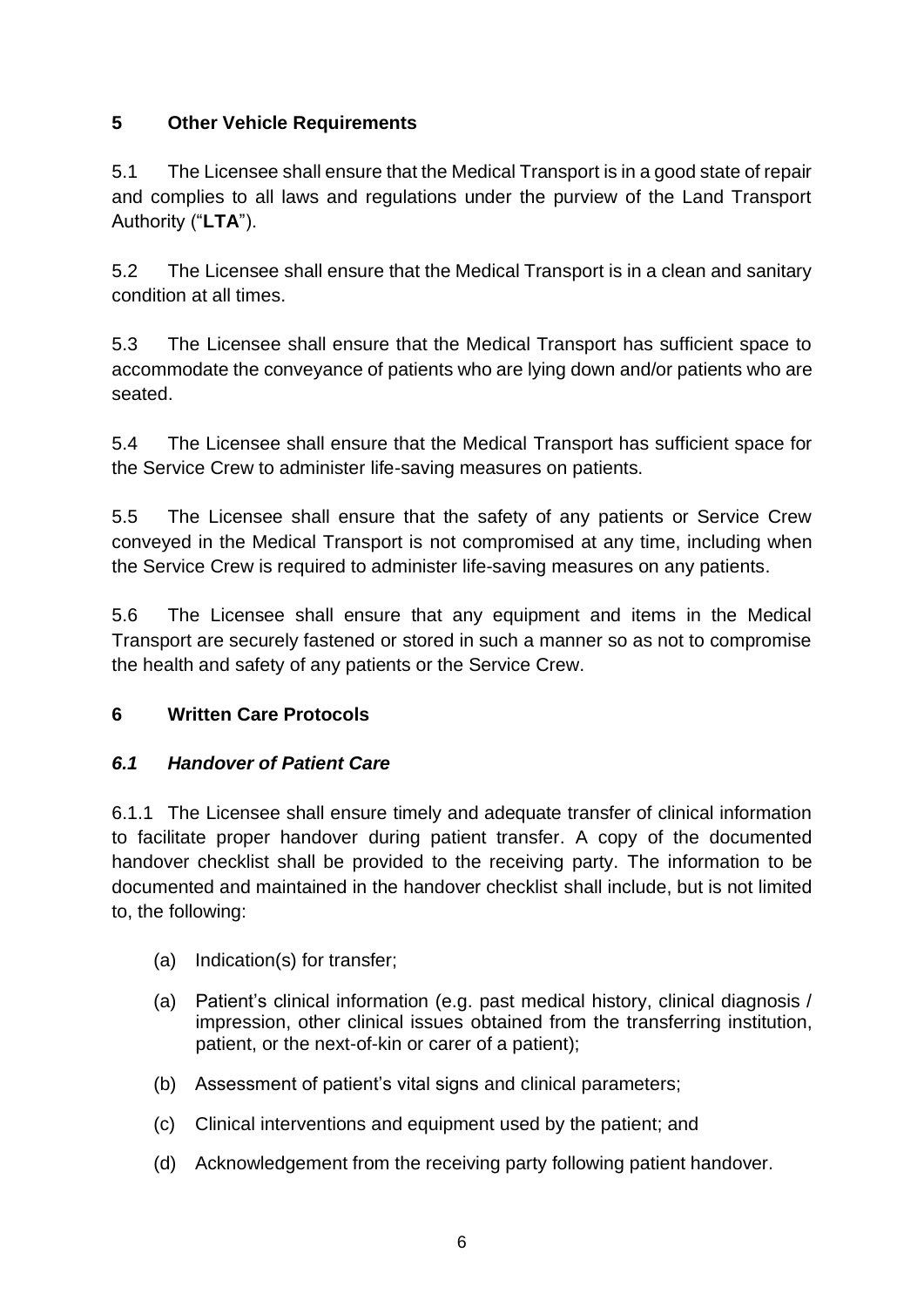## 5 Other Vehicle Requirements

5.1 The Licensee shall ensure that the Medical Transport is in a good state of repair and complies to all laws and regulations under the purview of the Land Transport Authority ("**LTA**").

5.2 The Licensee shall ensure that the Medical Transport is in a clean and sanitary condition at all times.

5.3 The Licensee shall ensure that the Medical Transport has sufficient space to accommodate the conveyance of patients who are lying down and/or patients who are seated.

5.4 The Licensee shall ensure that the Medical Transport has sufficient space for the Service Crew to administer life-saving measures on patients.

5.5 The Licensee shall ensure that the safety of any patients or Service Crew conveyed in the Medical Transport is not compromised at any time, including when the Service Crew is required to administer life-saving measures on any patients.

5.6 The Licensee shall ensure that any equipment and items in the Medical Transport are securely fastened or stored in such a manner so as not to compromise the health and safety of any patients or the Service Crew.

## 6 Written Care Protocols

### *6.1 Handover of Patient Care*

6.1.1 The Licensee shall ensure timely and adequate transfer of clinical information to facilitate proper handover during patient transfer. A copy of the documented handover checklist shall be provided to the receiving party. The information to be documented and maintained in the handover checklist shall include, but is not limited to, the following:

- (a) Indication(s) for transfer;
- (a) Patient's clinical information (e.g. past medical history, clinical diagnosis / impression, other clinical issues obtained from the transferring institution, patient, or the next-of-kin or carer of a patient);
- (b) Assessment of patient's vital signs and clinical parameters;
- (c) Clinical interventions and equipment used by the patient; and
- (d) Acknowledgement from the receiving party following patient handover.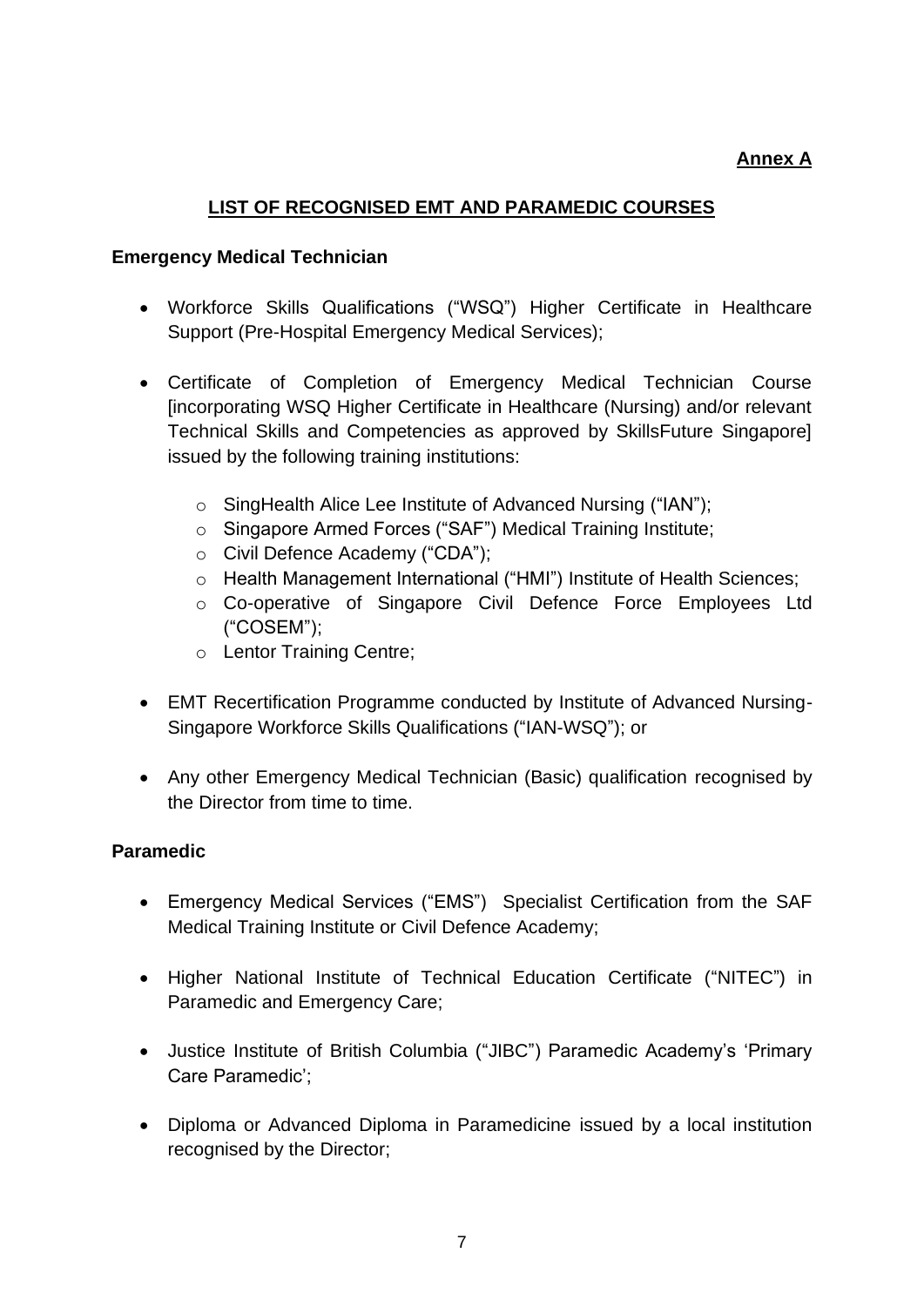**Annex A**

## LIST OF RECOGNISED EMT AND PARAMEDIC COURSES

### Emergency Medical Technician

- Workforce Skills Qualifications ("WSQ") Higher Certificate in Healthcare Support (Pre-Hospital Emergency Medical Services);

- Certificate of Completion of Emergency Medical Technician Course [incorporating WSQ Higher Certificate in Healthcare (Nursing) and/or relevant Technical Skills and Competencies as approved by SkillsFuture Singapore] issued by the following training institutions:

  - SingHealth Alice Lee Institute of Advanced Nursing ("IAN");
  - Singapore Armed Forces ("SAF") Medical Training Institute;
  - Civil Defence Academy ("CDA");
  - Health Management International ("HMI") Institute of Health Sciences;
  - Co-operative of Singapore Civil Defence Force Employees Ltd ("COSEM");
  - Lentor Training Centre;

- EMT Recertification Programme conducted by Institute of Advanced Nursing-Singapore Workforce Skills Qualifications ("IAN-WSQ"); or

- Any other Emergency Medical Technician (Basic) qualification recognised by the Director from time to time.

### Paramedic

- Emergency Medical Services ("EMS") Specialist Certification from the SAF Medical Training Institute or Civil Defence Academy;

- Higher National Institute of Technical Education Certificate ("NITEC") in Paramedic and Emergency Care;

- Justice Institute of British Columbia ("JIBC") Paramedic Academy's 'Primary Care Paramedic';

- Diploma or Advanced Diploma in Paramedicine issued by a local institution recognised by the Director;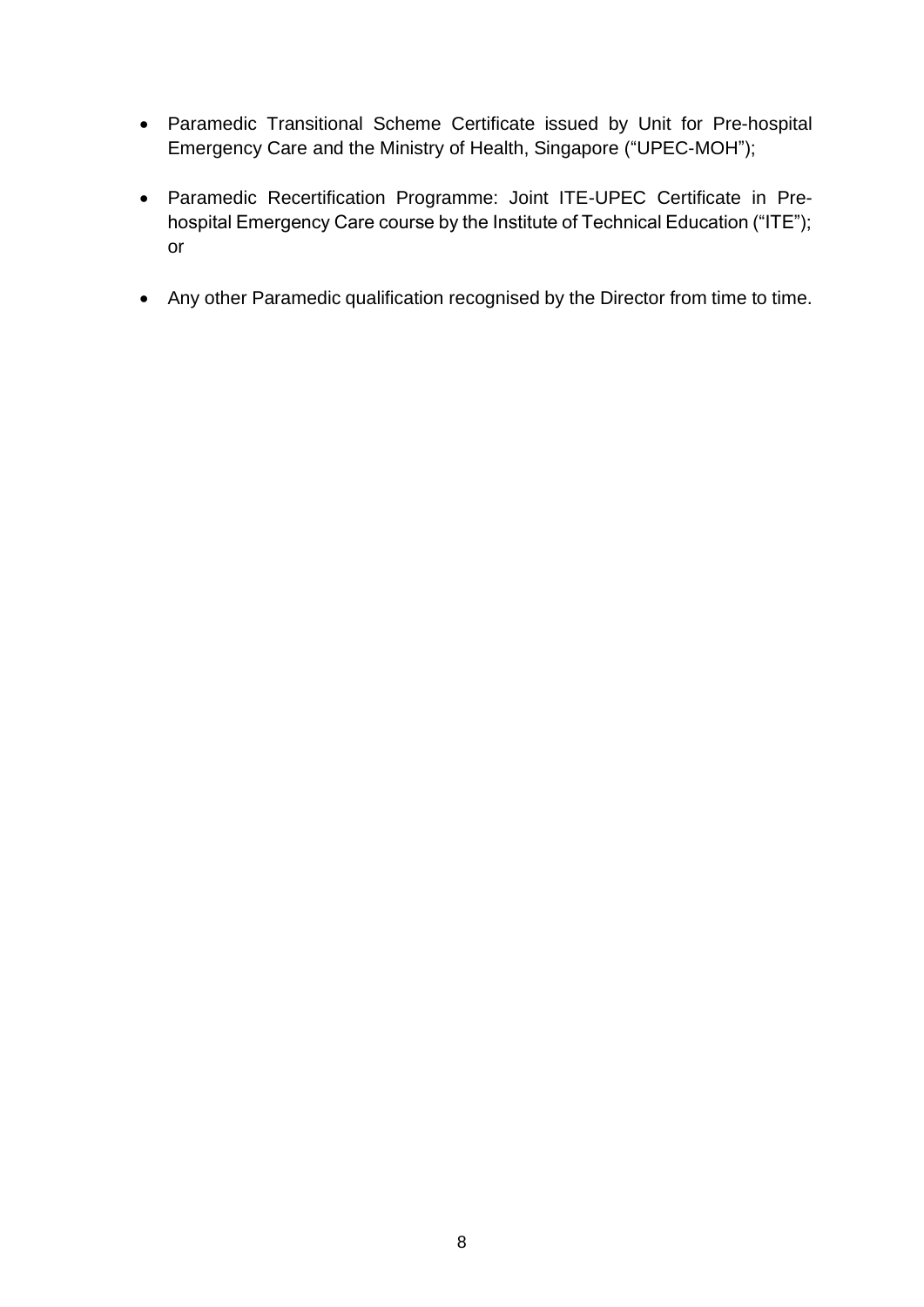- Paramedic Transitional Scheme Certificate issued by Unit for Pre-hospital Emergency Care and the Ministry of Health, Singapore ("UPEC-MOH");
- Paramedic Recertification Programme: Joint ITE-UPEC Certificate in Pre-hospital Emergency Care course by the Institute of Technical Education ("ITE"); or
- Any other Paramedic qualification recognised by the Director from time to time.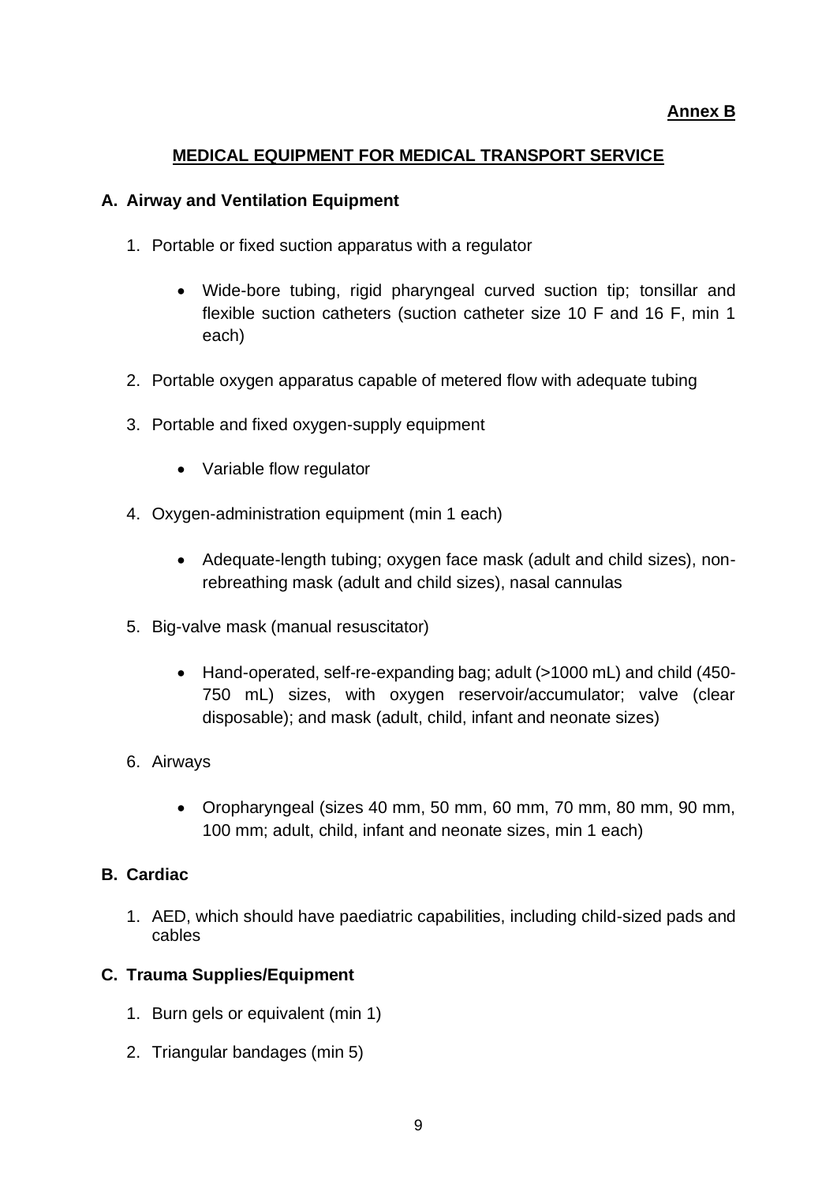**Annex B**

## MEDICAL EQUIPMENT FOR MEDICAL TRANSPORT SERVICE

### A. Airway and Ventilation Equipment

1. Portable or fixed suction apparatus with a regulator

    - Wide-bore tubing, rigid pharyngeal curved suction tip; tonsillar and flexible suction catheters (suction catheter size 10 F and 16 F, min 1 each)

2. Portable oxygen apparatus capable of metered flow with adequate tubing

3. Portable and fixed oxygen-supply equipment

    - Variable flow regulator

4. Oxygen-administration equipment (min 1 each)

    - Adequate-length tubing; oxygen face mask (adult and child sizes), non-rebreathing mask (adult and child sizes), nasal cannulas

5. Big-valve mask (manual resuscitator)

    - Hand-operated, self-re-expanding bag; adult (>1000 mL) and child (450-750 mL) sizes, with oxygen reservoir/accumulator; valve (clear disposable); and mask (adult, child, infant and neonate sizes)

6. Airways

    - Oropharyngeal (sizes 40 mm, 50 mm, 60 mm, 70 mm, 80 mm, 90 mm, 100 mm; adult, child, infant and neonate sizes, min 1 each)

### B. Cardiac

1. AED, which should have paediatric capabilities, including child-sized pads and cables

### C. Trauma Supplies/Equipment

1. Burn gels or equivalent (min 1)

2. Triangular bandages (min 5)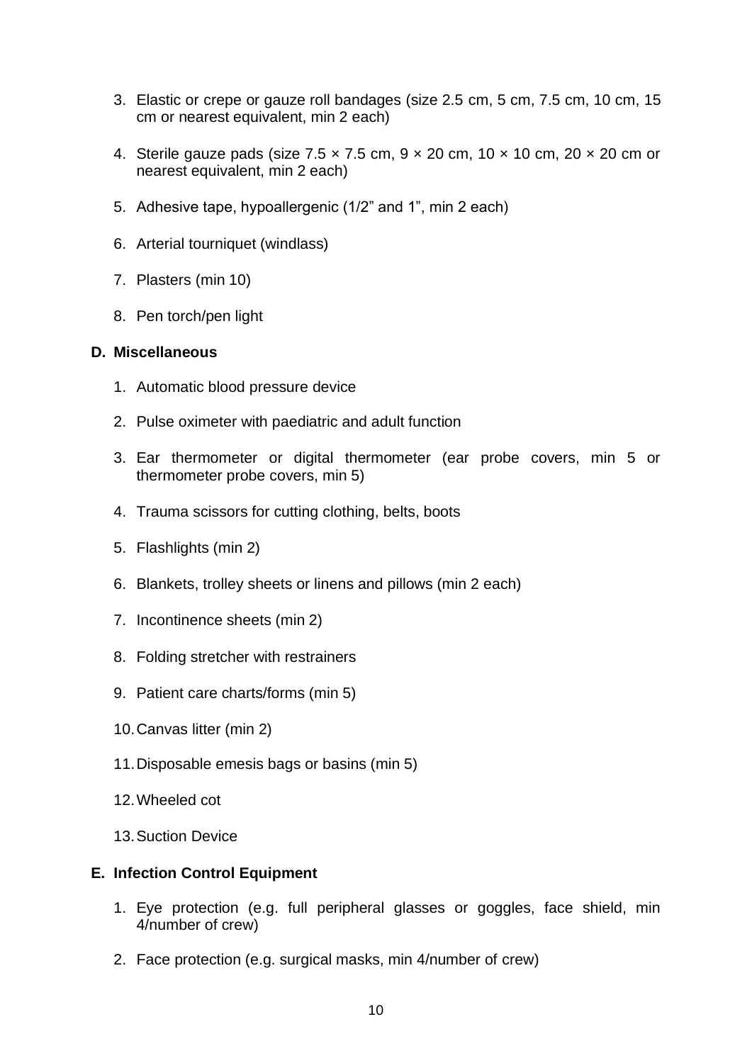3. Elastic or crepe or gauze roll bandages (size 2.5 cm, 5 cm, 7.5 cm, 10 cm, 15 cm or nearest equivalent, min 2 each)

4. Sterile gauze pads (size 7.5 × 7.5 cm, 9 × 20 cm, 10 × 10 cm, 20 × 20 cm or nearest equivalent, min 2 each)

5. Adhesive tape, hypoallergenic (1/2" and 1", min 2 each)

6. Arterial tourniquet (windlass)

7. Plasters (min 10)

8. Pen torch/pen light

**D. Miscellaneous**

1. Automatic blood pressure device

2. Pulse oximeter with paediatric and adult function

3. Ear thermometer or digital thermometer (ear probe covers, min 5 or thermometer probe covers, min 5)

4. Trauma scissors for cutting clothing, belts, boots

5. Flashlights (min 2)

6. Blankets, trolley sheets or linens and pillows (min 2 each)

7. Incontinence sheets (min 2)

8. Folding stretcher with restrainers

9. Patient care charts/forms (min 5)

10. Canvas litter (min 2)

11. Disposable emesis bags or basins (min 5)

12. Wheeled cot

13. Suction Device

**E. Infection Control Equipment**

1. Eye protection (e.g. full peripheral glasses or goggles, face shield, min 4/number of crew)

2. Face protection (e.g. surgical masks, min 4/number of crew)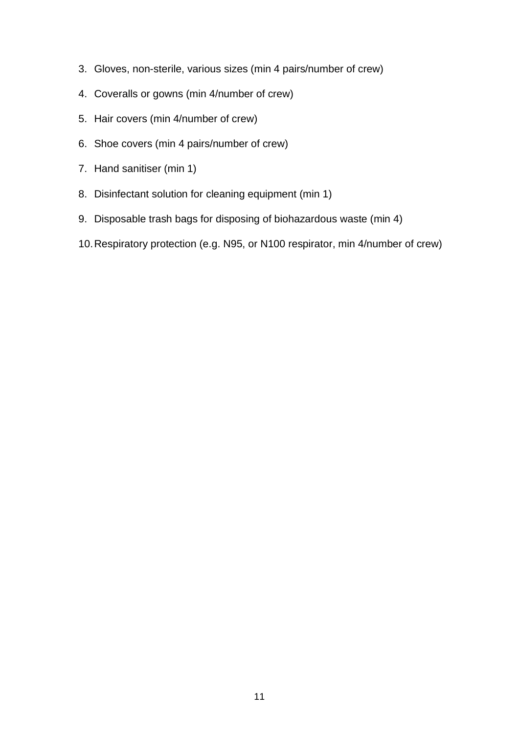3. Gloves, non-sterile, various sizes (min 4 pairs/number of crew)
4. Coveralls or gowns (min 4/number of crew)
5. Hair covers (min 4/number of crew)
6. Shoe covers (min 4 pairs/number of crew)
7. Hand sanitiser (min 1)
8. Disinfectant solution for cleaning equipment (min 1)
9. Disposable trash bags for disposing of biohazardous waste (min 4)
10. Respiratory protection (e.g. N95, or N100 respirator, min 4/number of crew)